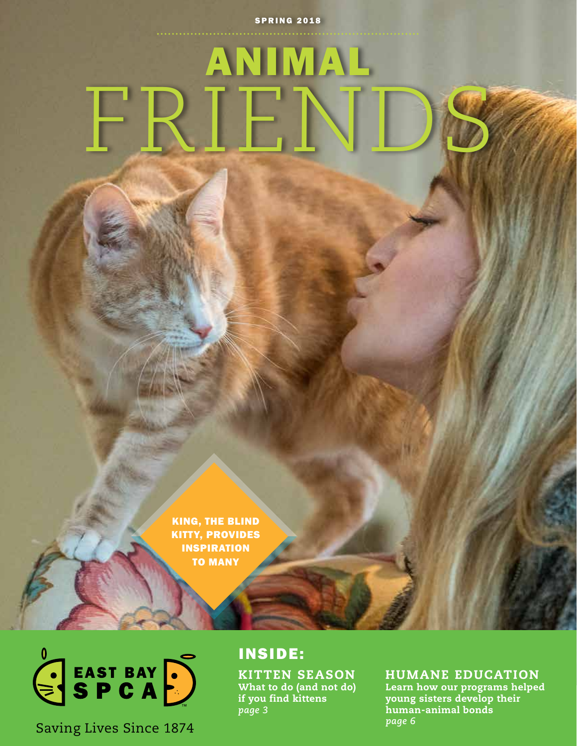SPRING 2018

# ANIMAL FRIENDS

KING, THE BLIND KITTY, PROVIDES INSPIRATION TO MANY

EAST BAY SPCA

Saving Lives Since 1874

## INSIDE:

### KITTEN SEASON

**What to do (and not do) if you find kittens**
*page 3*

### HUMANE EDUCATION

**Learn how our programs helped young sisters develop their human-animal bonds**
*page 6*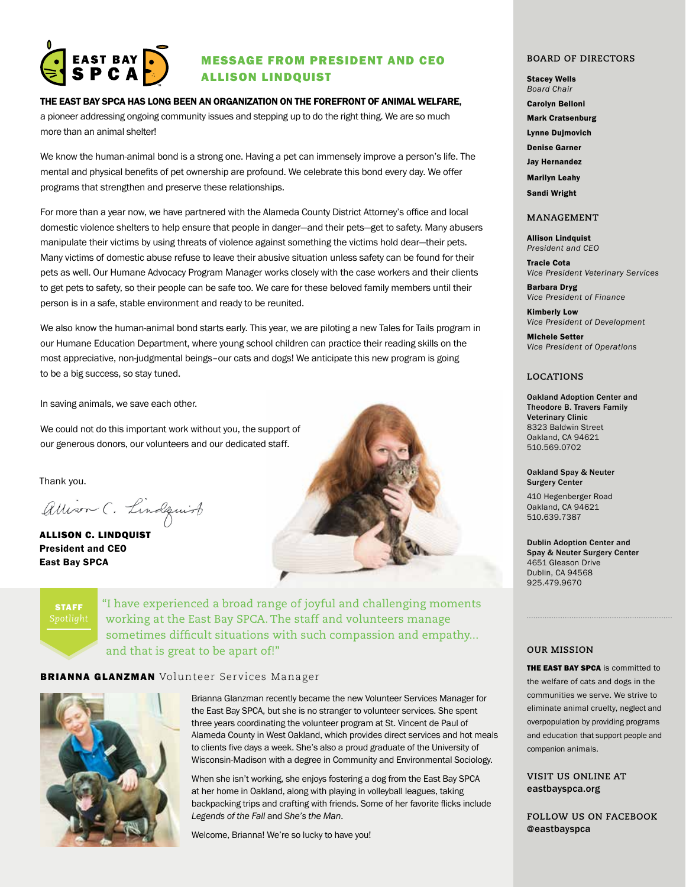# MESSAGE FROM PRESIDENT AND CEO ALLISON LINDQUIST

**THE EAST BAY SPCA HAS LONG BEEN AN ORGANIZATION ON THE FOREFRONT OF ANIMAL WELFARE,** a pioneer addressing ongoing community issues and stepping up to do the right thing. We are so much more than an animal shelter!

We know the human-animal bond is a strong one. Having a pet can immensely improve a person's life. The mental and physical benefits of pet ownership are profound. We celebrate this bond every day. We offer programs that strengthen and preserve these relationships.

For more than a year now, we have partnered with the Alameda County District Attorney's office and local domestic violence shelters to help ensure that people in danger—and their pets—get to safety. Many abusers manipulate their victims by using threats of violence against something the victims hold dear—their pets. Many victims of domestic abuse refuse to leave their abusive situation unless safety can be found for their pets as well. Our Humane Advocacy Program Manager works closely with the case workers and their clients to get pets to safety, so their people can be safe too. We care for these beloved family members until their person is in a safe, stable environment and ready to be reunited.

We also know the human-animal bond starts early. This year, we are piloting a new Tales for Tails program in our Humane Education Department, where young school children can practice their reading skills on the most appreciative, non-judgmental beings–our cats and dogs! We anticipate this new program is going to be a big success, so stay tuned.

In saving animals, we save each other.

We could not do this important work without you, the support of our generous donors, our volunteers and our dedicated staff.

Thank you.

*Allison C. Lindquist*

**ALLISON C. LINDQUIST**
**President and CEO**
**East Bay SPCA**

**STAFF** *Spotlight*

"I have experienced a broad range of joyful and challenging moments working at the East Bay SPCA. The staff and volunteers manage sometimes difficult situations with such compassion and empathy... and that is great to be apart of!"

## BRIANNA GLANZMAN Volunteer Services Manager

Brianna Glanzman recently became the new Volunteer Services Manager for the East Bay SPCA, but she is no stranger to volunteer services. She spent three years coordinating the volunteer program at St. Vincent de Paul of Alameda County in West Oakland, which provides direct services and hot meals to clients five days a week. She's also a proud graduate of the University of Wisconsin-Madison with a degree in Community and Environmental Sociology.

When she isn't working, she enjoys fostering a dog from the East Bay SPCA at her home in Oakland, along with playing in volleyball leagues, taking backpacking trips and crafting with friends. Some of her favorite flicks include *Legends of the Fall* and *She's the Man*.

Welcome, Brianna! We're so lucky to have you!

## BOARD OF DIRECTORS

**Stacey Wells**
*Board Chair*

**Carolyn Belloni**

**Mark Cratsenburg**

**Lynne Dujmovich**

**Denise Garner**

**Jay Hernandez**

**Marilyn Leahy**

**Sandi Wright**

## MANAGEMENT

**Allison Lindquist**
*President and CEO*

**Tracie Cota**
*Vice President Veterinary Services*

**Barbara Dryg**
*Vice President of Finance*

**Kimberly Low**
*Vice President of Development*

**Michele Setter**
*Vice President of Operations*

## LOCATIONS

**Oakland Adoption Center and Theodore B. Travers Family Veterinary Clinic**
8323 Baldwin Street
Oakland, CA 94621
510.569.0702

**Oakland Spay & Neuter Surgery Center**
410 Hegenberger Road
Oakland, CA 94621
510.639.7387

**Dublin Adoption Center and Spay & Neuter Surgery Center**
4651 Gleason Drive
Dublin, CA 94568
925.479.9670

## OUR MISSION

**THE EAST BAY SPCA** is committed to the welfare of cats and dogs in the communities we serve. We strive to eliminate animal cruelty, neglect and overpopulation by providing programs and education that support people and companion animals.

## VISIT US ONLINE AT
**eastbayspca.org**

## FOLLOW US ON FACEBOOK
**@eastbayspca**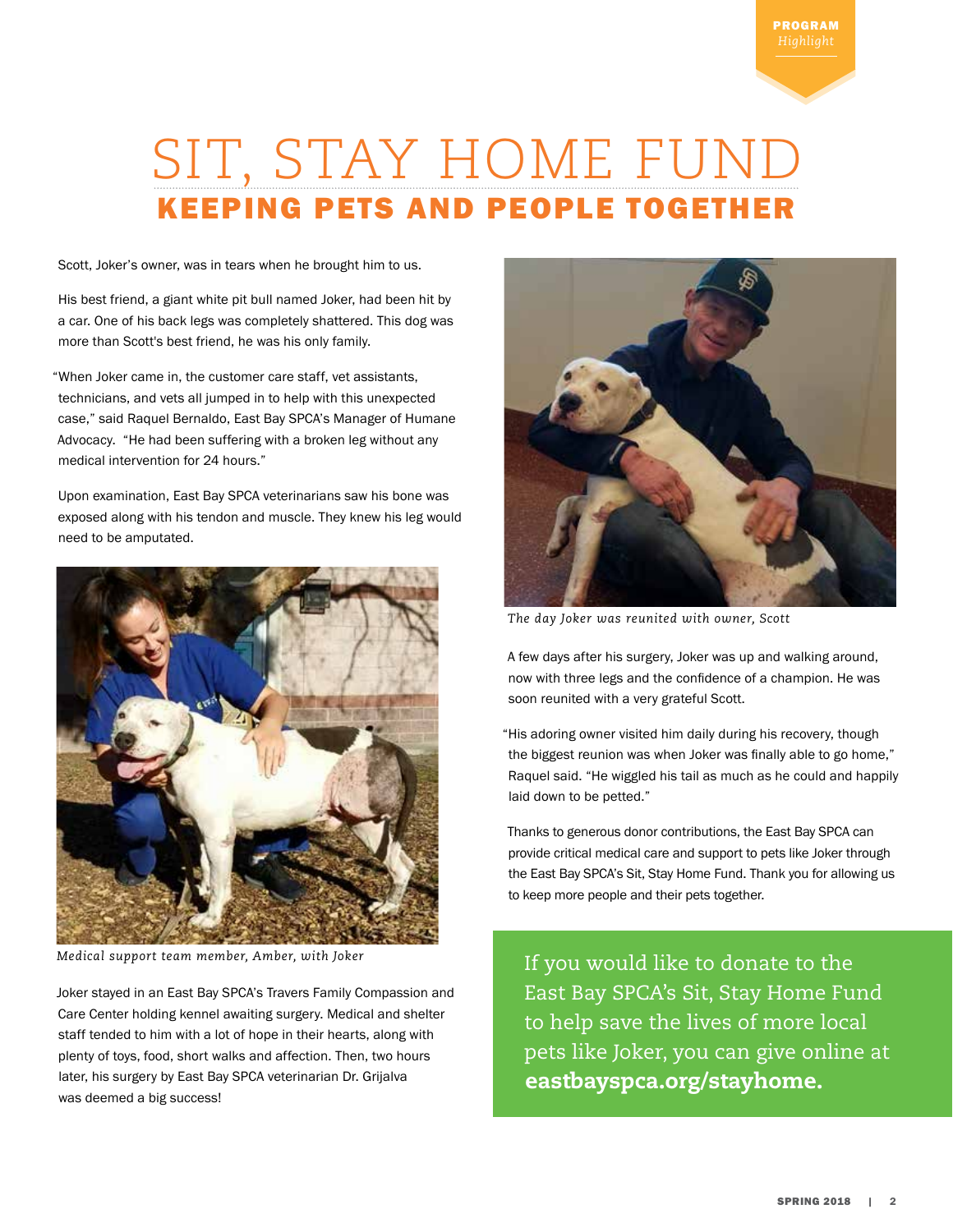PROGRAM *Highlight*

# SIT, STAY HOME FUND

## KEEPING PETS AND PEOPLE TOGETHER

Scott, Joker's owner, was in tears when he brought him to us.

His best friend, a giant white pit bull named Joker, had been hit by a car. One of his back legs was completely shattered. This dog was more than Scott's best friend, he was his only family.

"When Joker came in, the customer care staff, vet assistants, technicians, and vets all jumped in to help with this unexpected case," said Raquel Bernaldo, East Bay SPCA's Manager of Humane Advocacy. "He had been suffering with a broken leg without any medical intervention for 24 hours."

Upon examination, East Bay SPCA veterinarians saw his bone was exposed along with his tendon and muscle. They knew his leg would need to be amputated.

*Medical support team member, Amber, with Joker*

Joker stayed in an East Bay SPCA's Travers Family Compassion and Care Center holding kennel awaiting surgery. Medical and shelter staff tended to him with a lot of hope in their hearts, along with plenty of toys, food, short walks and affection. Then, two hours later, his surgery by East Bay SPCA veterinarian Dr. Grijalva was deemed a big success!

*The day Joker was reunited with owner, Scott*

A few days after his surgery, Joker was up and walking around, now with three legs and the confidence of a champion. He was soon reunited with a very grateful Scott.

"His adoring owner visited him daily during his recovery, though the biggest reunion was when Joker was finally able to go home," Raquel said. "He wiggled his tail as much as he could and happily laid down to be petted."

Thanks to generous donor contributions, the East Bay SPCA can provide critical medical care and support to pets like Joker through the East Bay SPCA's Sit, Stay Home Fund. Thank you for allowing us to keep more people and their pets together.

If you would like to donate to the East Bay SPCA's Sit, Stay Home Fund to help save the lives of more local pets like Joker, you can give online at **eastbayspca.org/stayhome.**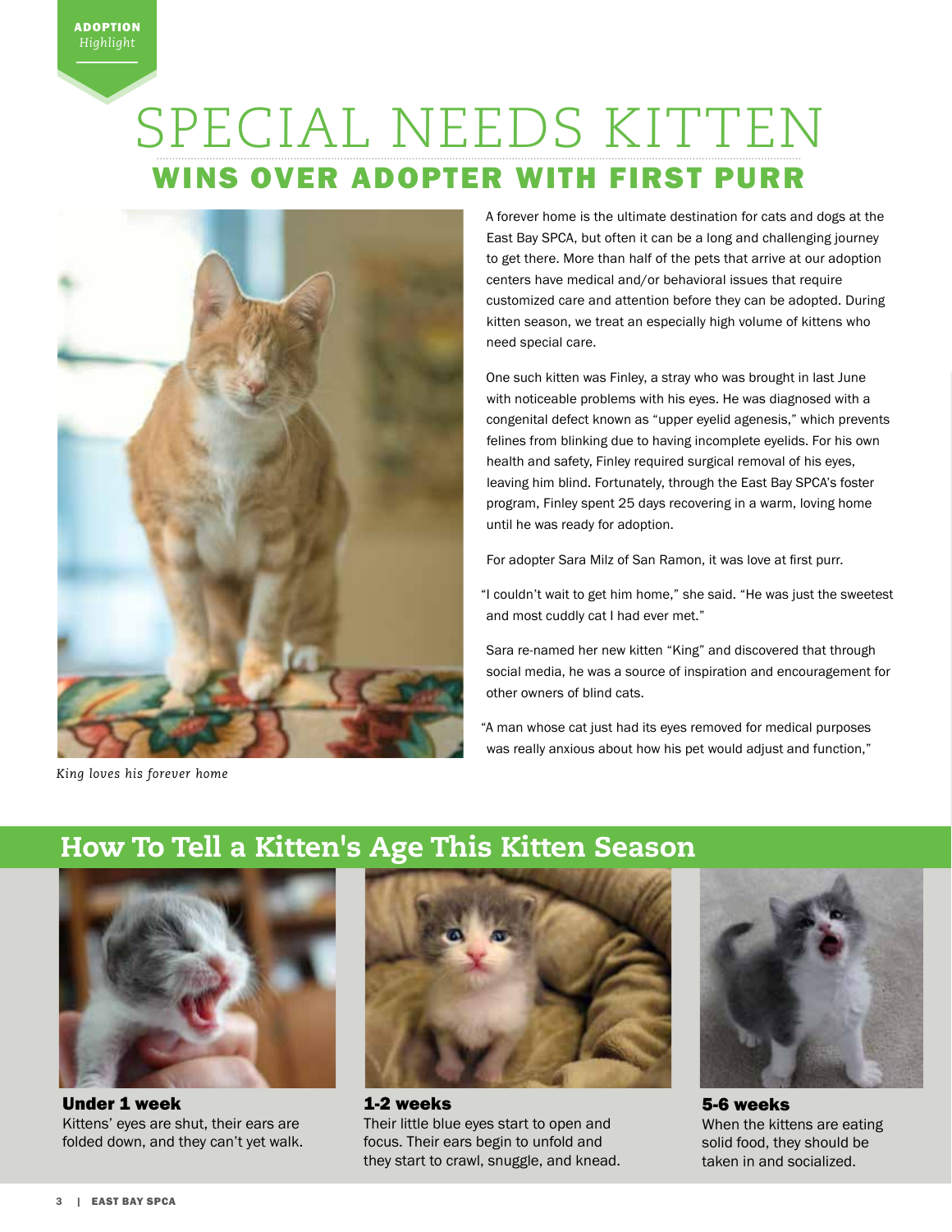ADOPTION *Highlight*

# SPECIAL NEEDS KITTEN WINS OVER ADOPTER WITH FIRST PURR

*King loves his forever home*

A forever home is the ultimate destination for cats and dogs at the East Bay SPCA, but often it can be a long and challenging journey to get there. More than half of the pets that arrive at our adoption centers have medical and/or behavioral issues that require customized care and attention before they can be adopted. During kitten season, we treat an especially high volume of kittens who need special care.

One such kitten was Finley, a stray who was brought in last June with noticeable problems with his eyes. He was diagnosed with a congenital defect known as "upper eyelid agenesis," which prevents felines from blinking due to having incomplete eyelids. For his own health and safety, Finley required surgical removal of his eyes, leaving him blind. Fortunately, through the East Bay SPCA's foster program, Finley spent 25 days recovering in a warm, loving home until he was ready for adoption.

For adopter Sara Milz of San Ramon, it was love at first purr.

"I couldn't wait to get him home," she said. "He was just the sweetest and most cuddly cat I had ever met."

Sara re-named her new kitten "King" and discovered that through social media, he was a source of inspiration and encouragement for other owners of blind cats.

"A man whose cat just had its eyes removed for medical purposes was really anxious about how his pet would adjust and function,"

## How To Tell a Kitten's Age This Kitten Season

**Under 1 week**
Kittens' eyes are shut, their ears are folded down, and they can't yet walk.

**1-2 weeks**
Their little blue eyes start to open and focus. Their ears begin to unfold and they start to crawl, snuggle, and knead.

**5-6 weeks**
When the kittens are eating solid food, they should be taken in and socialized.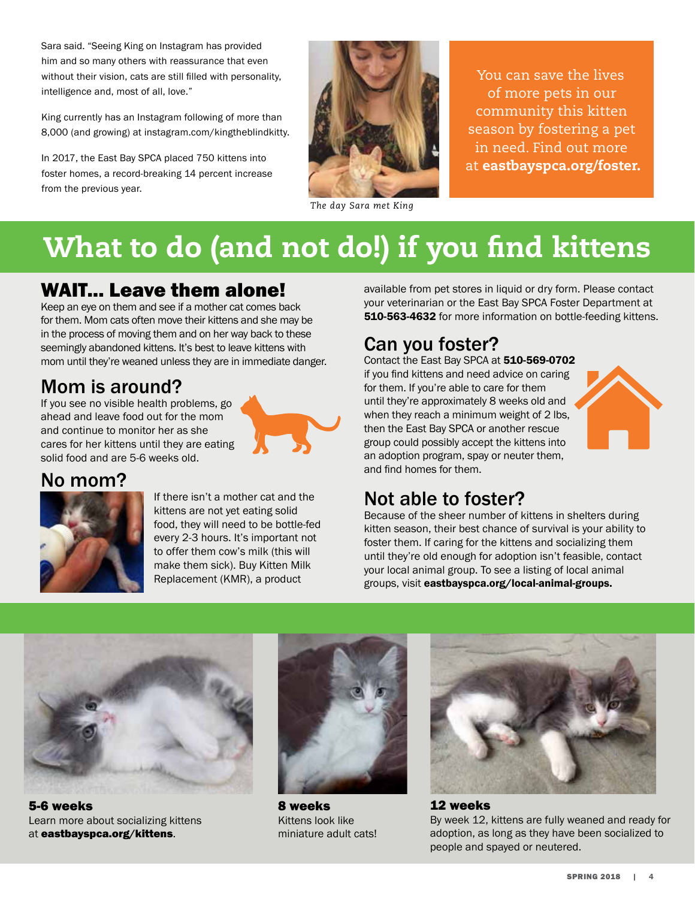Sara said. "Seeing King on Instagram has provided him and so many others with reassurance that even without their vision, cats are still filled with personality, intelligence and, most of all, love."

King currently has an Instagram following of more than 8,000 (and growing) at instagram.com/kingtheblindkitty.

In 2017, the East Bay SPCA placed 750 kittens into foster homes, a record-breaking 14 percent increase from the previous year.

*The day Sara met King*

You can save the lives of more pets in our community this kitten season by fostering a pet in need. Find out more at **eastbayspca.org/foster.**

# What to do (and not do!) if you find kittens

## WAIT... Leave them alone!

Keep an eye on them and see if a mother cat comes back for them. Mom cats often move their kittens and she may be in the process of moving them and on her way back to these seemingly abandoned kittens. It's best to leave kittens with mom until they're weaned unless they are in immediate danger.

## Mom is around?

If you see no visible health problems, go ahead and leave food out for the mom and continue to monitor her as she cares for her kittens until they are eating solid food and are 5-6 weeks old.

## No mom?

If there isn't a mother cat and the kittens are not yet eating solid food, they will need to be bottle-fed every 2-3 hours. It's important not to offer them cow's milk (this will make them sick). Buy Kitten Milk Replacement (KMR), a product available from pet stores in liquid or dry form. Please contact your veterinarian or the East Bay SPCA Foster Department at **510-563-4632** for more information on bottle-feeding kittens.

## Can you foster?

Contact the East Bay SPCA at **510-569-0702** if you find kittens and need advice on caring for them. If you're able to care for them until they're approximately 8 weeks old and when they reach a minimum weight of 2 lbs, then the East Bay SPCA or another rescue group could possibly accept the kittens into an adoption program, spay or neuter them, and find homes for them.

## Not able to foster?

Because of the sheer number of kittens in shelters during kitten season, their best chance of survival is your ability to foster them. If caring for the kittens and socializing them until they're old enough for adoption isn't feasible, contact your local animal group. To see a listing of local animal groups, visit **eastbayspca.org/local-animal-groups.**

**5-6 weeks**
Learn more about socializing kittens at **eastbayspca.org/kittens**.

**8 weeks**
Kittens look like miniature adult cats!

**12 weeks**
By week 12, kittens are fully weaned and ready for adoption, as long as they have been socialized to people and spayed or neutered.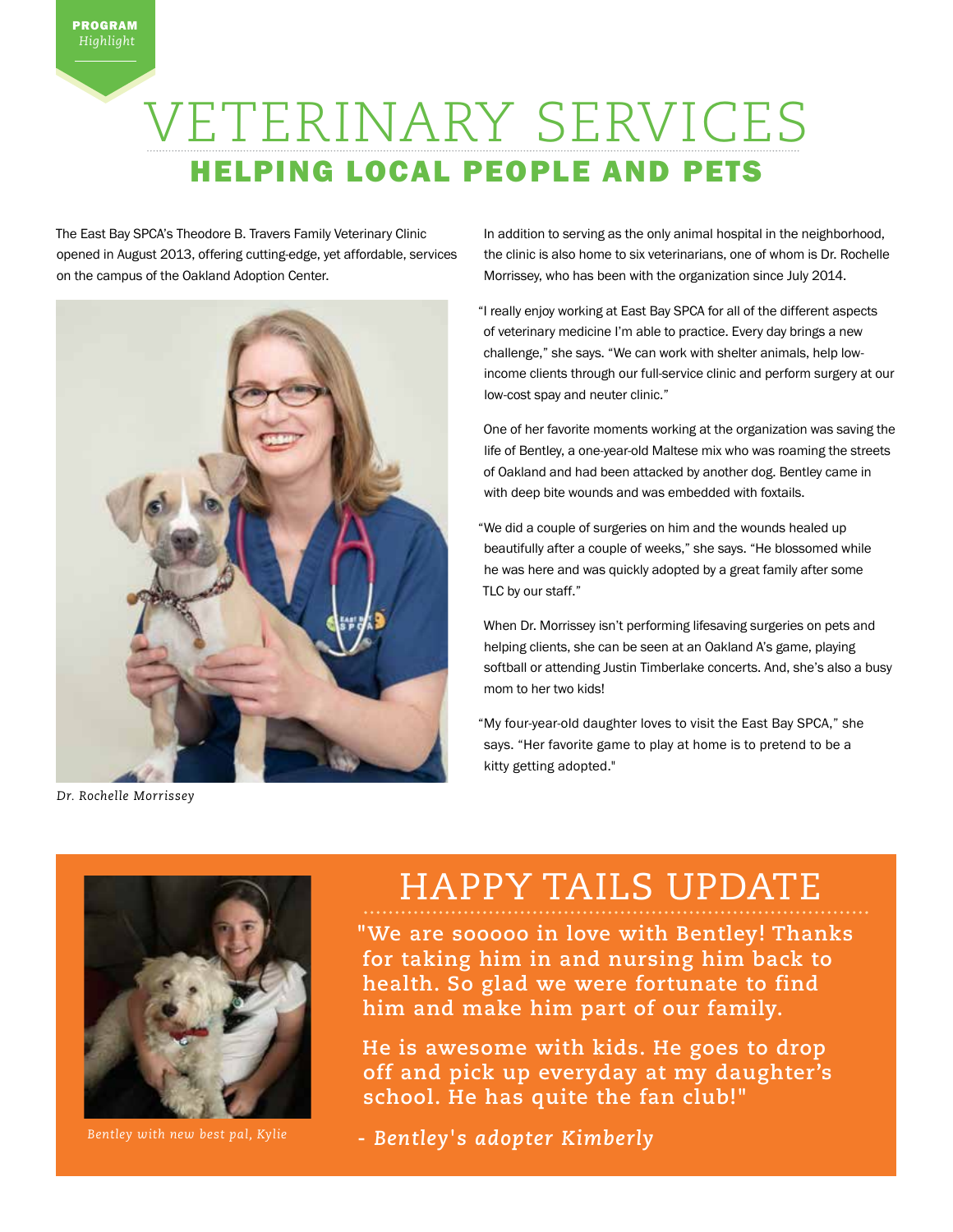PROGRAM *Highlight*

# VETERINARY SERVICES

## HELPING LOCAL PEOPLE AND PETS

The East Bay SPCA's Theodore B. Travers Family Veterinary Clinic opened in August 2013, offering cutting-edge, yet affordable, services on the campus of the Oakland Adoption Center.

*Dr. Rochelle Morrissey*

In addition to serving as the only animal hospital in the neighborhood, the clinic is also home to six veterinarians, one of whom is Dr. Rochelle Morrissey, who has been with the organization since July 2014.

"I really enjoy working at East Bay SPCA for all of the different aspects of veterinary medicine I'm able to practice. Every day brings a new challenge," she says. "We can work with shelter animals, help low-income clients through our full-service clinic and perform surgery at our low-cost spay and neuter clinic."

One of her favorite moments working at the organization was saving the life of Bentley, a one-year-old Maltese mix who was roaming the streets of Oakland and had been attacked by another dog. Bentley came in with deep bite wounds and was embedded with foxtails.

"We did a couple of surgeries on him and the wounds healed up beautifully after a couple of weeks," she says. "He blossomed while he was here and was quickly adopted by a great family after some TLC by our staff."

When Dr. Morrissey isn't performing lifesaving surgeries on pets and helping clients, she can be seen at an Oakland A's game, playing softball or attending Justin Timberlake concerts. And, she's also a busy mom to her two kids!

"My four-year-old daughter loves to visit the East Bay SPCA," she says. "Her favorite game to play at home is to pretend to be a kitty getting adopted."

## HAPPY TAILS UPDATE

*Bentley with new best pal, Kylie*

**"We are sooooo in love with Bentley! Thanks for taking him in and nursing him back to health. So glad we were fortunate to find him and make him part of our family.**

**He is awesome with kids. He goes to drop off and pick up everyday at my daughter's school. He has quite the fan club!"**

***- Bentley's adopter Kimberly***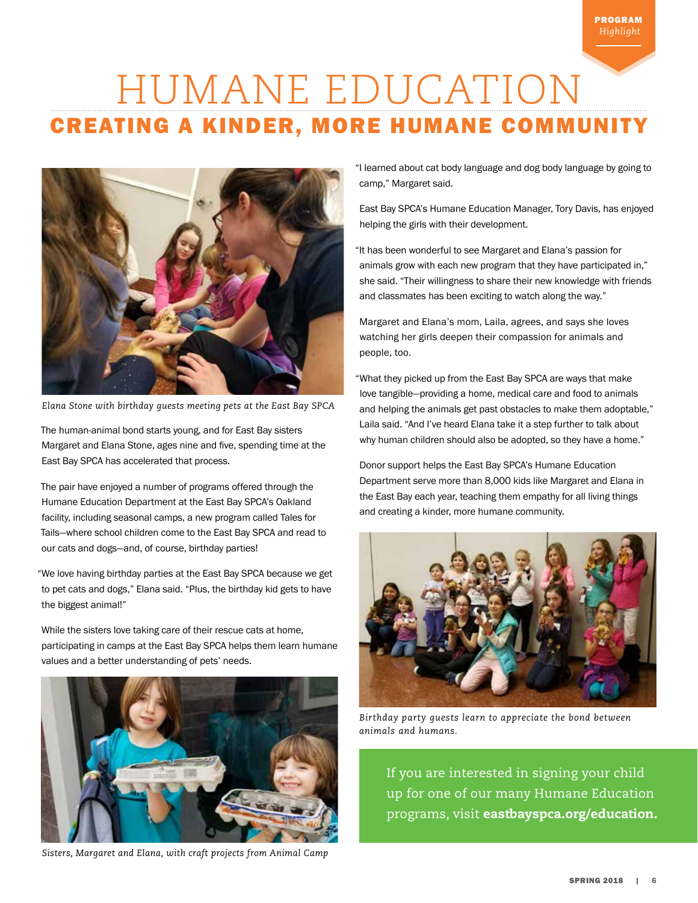PROGRAM *Highlight*

# HUMANE EDUCATION

## CREATING A KINDER, MORE HUMANE COMMUNITY

*Elana Stone with birthday guests meeting pets at the East Bay SPCA*

The human-animal bond starts young, and for East Bay sisters Margaret and Elana Stone, ages nine and five, spending time at the East Bay SPCA has accelerated that process.

The pair have enjoyed a number of programs offered through the Humane Education Department at the East Bay SPCA's Oakland facility, including seasonal camps, a new program called Tales for Tails—where school children come to the East Bay SPCA and read to our cats and dogs—and, of course, birthday parties!

"We love having birthday parties at the East Bay SPCA because we get to pet cats and dogs," Elana said. "Plus, the birthday kid gets to have the biggest animal!"

While the sisters love taking care of their rescue cats at home, participating in camps at the East Bay SPCA helps them learn humane values and a better understanding of pets' needs.

*Sisters, Margaret and Elana, with craft projects from Animal Camp*

"I learned about cat body language and dog body language by going to camp," Margaret said.

East Bay SPCA's Humane Education Manager, Tory Davis, has enjoyed helping the girls with their development.

"It has been wonderful to see Margaret and Elana's passion for animals grow with each new program that they have participated in," she said. "Their willingness to share their new knowledge with friends and classmates has been exciting to watch along the way."

Margaret and Elana's mom, Laila, agrees, and says she loves watching her girls deepen their compassion for animals and people, too.

"What they picked up from the East Bay SPCA are ways that make love tangible—providing a home, medical care and food to animals and helping the animals get past obstacles to make them adoptable," Laila said. "And I've heard Elana take it a step further to talk about why human children should also be adopted, so they have a home."

Donor support helps the East Bay SPCA's Humane Education Department serve more than 8,000 kids like Margaret and Elana in the East Bay each year, teaching them empathy for all living things and creating a kinder, more humane community.

*Birthday party guests learn to appreciate the bond between animals and humans.*

If you are interested in signing your child up for one of our many Humane Education programs, visit **eastbayspca.org/education.**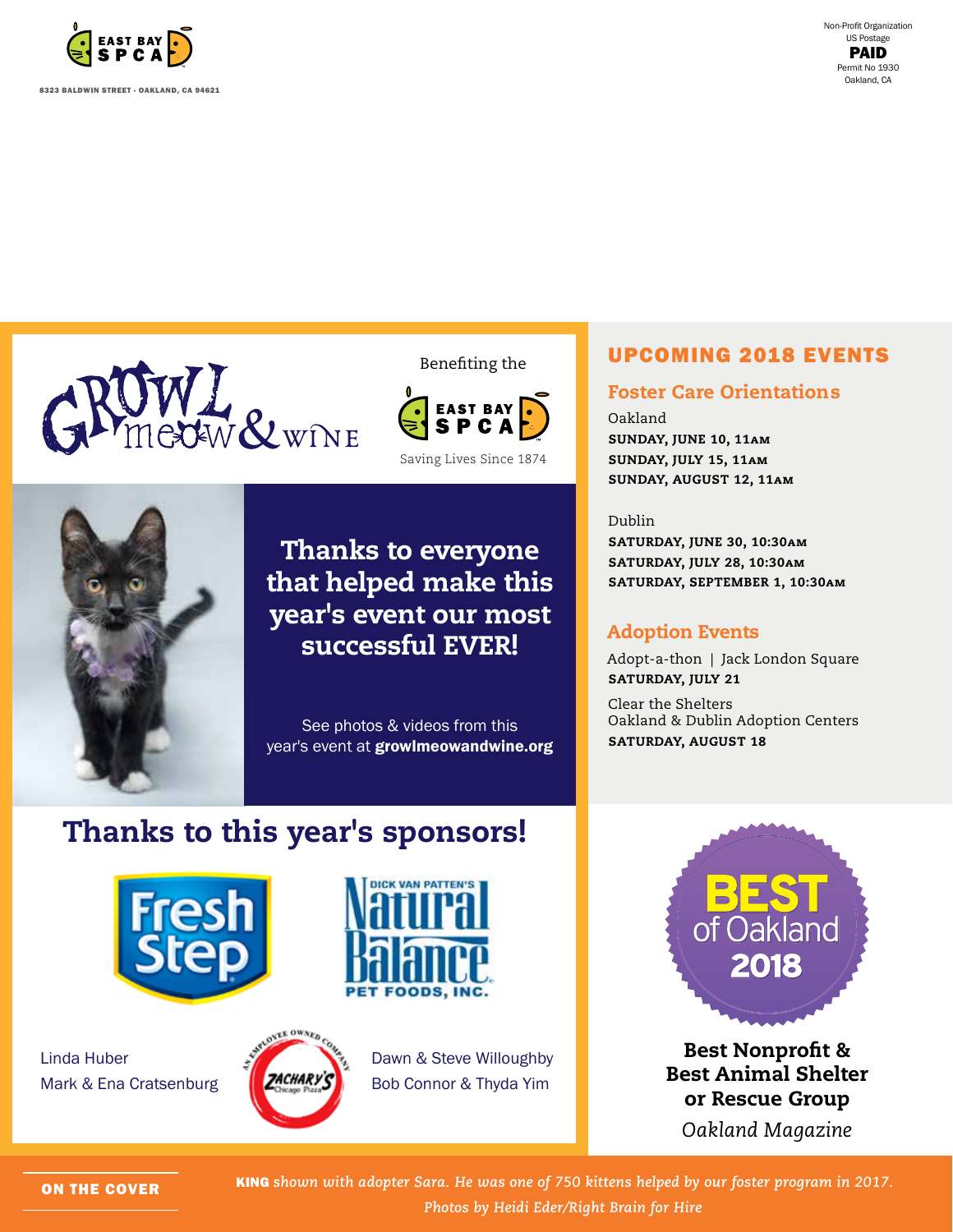EAST BAY SPCA

8323 BALDWIN STREET · OAKLAND, CA 94621

Non-Profit Organization
US Postage
**PAID**
Permit No 1930
Oakland, CA

# Growl Meow & Wine

Benefiting the East Bay SPCA

Saving Lives Since 1874

## Thanks to everyone that helped make this year's event our most successful EVER!

See photos & videos from this year's event at **growlmeowandwine.org**

## Thanks to this year's sponsors!

Fresh Step

Dick Van Patten's Natural Balance Pet Foods, Inc.

Linda Huber
Mark & Ena Cratsenburg

Zachary's Chicago Pizza — An Employee Owned Company

Dawn & Steve Willoughby
Bob Connor & Thyda Yim

## UPCOMING 2018 EVENTS

### Foster Care Orientations

Oakland
**SUNDAY, JUNE 10, 11AM**
**SUNDAY, JULY 15, 11AM**
**SUNDAY, AUGUST 12, 11AM**

Dublin
**SATURDAY, JUNE 30, 10:30AM**
**SATURDAY, JULY 28, 10:30AM**
**SATURDAY, SEPTEMBER 1, 10:30AM**

### Adoption Events

Adopt-a-thon | Jack London Square
**SATURDAY, JULY 21**

Clear the Shelters
Oakland & Dublin Adoption Centers
**SATURDAY, AUGUST 18**

BEST of Oakland 2018

**Best Nonprofit & Best Animal Shelter or Rescue Group**
*Oakland Magazine*

**ON THE COVER**

**KING** *shown with adopter Sara. He was one of 750 kittens helped by our foster program in 2017.*
*Photos by Heidi Eder/Right Brain for Hire*